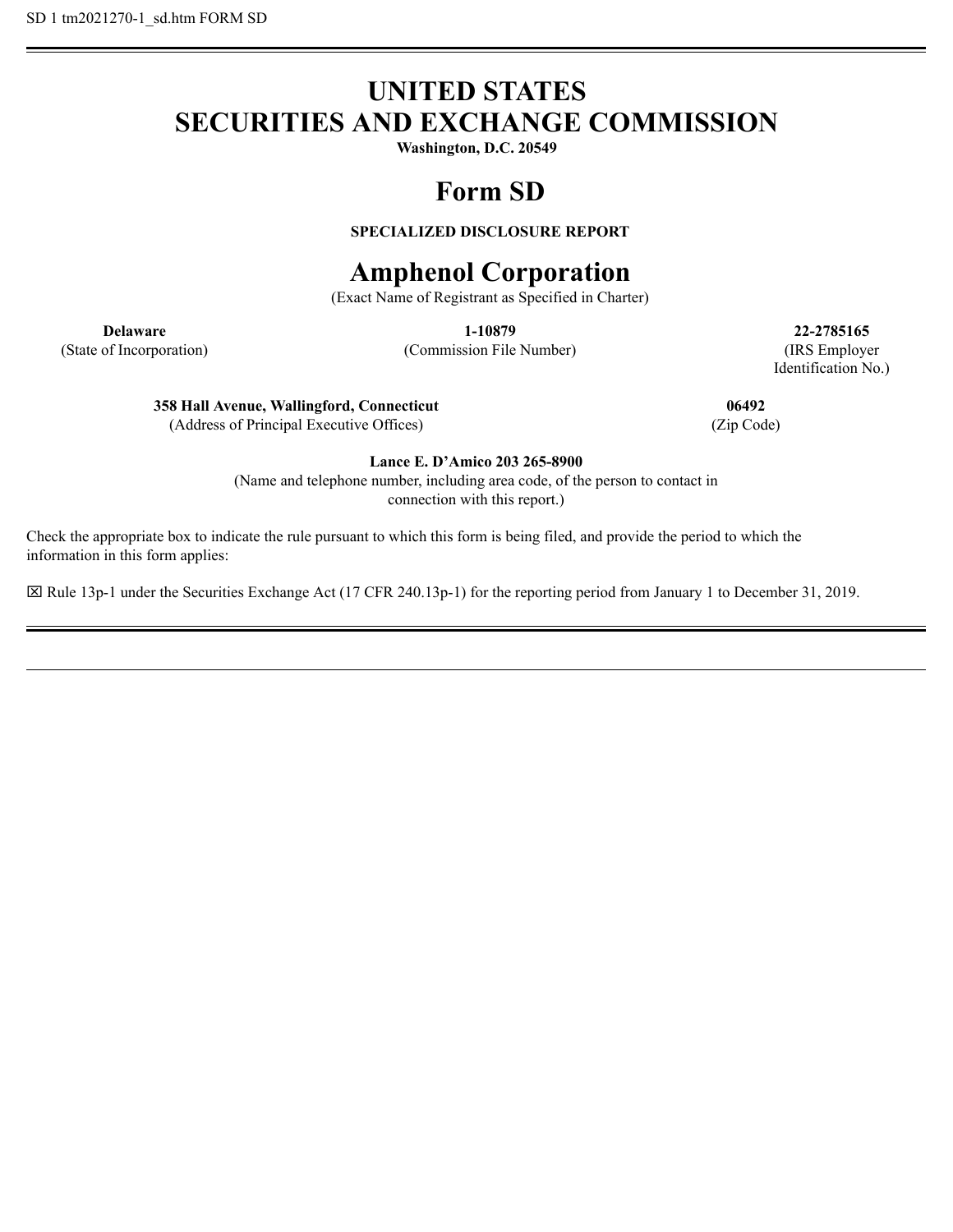SD 1 tm2021270-1_sd.htm FORM SD

# UNITED STATES SECURITIES AND EXCHANGE COMMISSION

**Washington, D.C. 20549**

# Form SD

**SPECIALIZED DISCLOSURE REPORT**

# Amphenol Corporation

(Exact Name of Registrant as Specified in Charter)

| **Delaware** | **1-10879** | **22-2785165** |
|---|---|---|
| (State of Incorporation) | (Commission File Number) | (IRS Employer Identification No.) |

| **358 Hall Avenue, Wallingford, Connecticut** | **06492** |
|---|---|
| (Address of Principal Executive Offices) | (Zip Code) |

**Lance E. D'Amico 203 265-8900**

(Name and telephone number, including area code, of the person to contact in connection with this report.)

Check the appropriate box to indicate the rule pursuant to which this form is being filed, and provide the period to which the information in this form applies:

☒ Rule 13p-1 under the Securities Exchange Act (17 CFR 240.13p-1) for the reporting period from January 1 to December 31, 2019.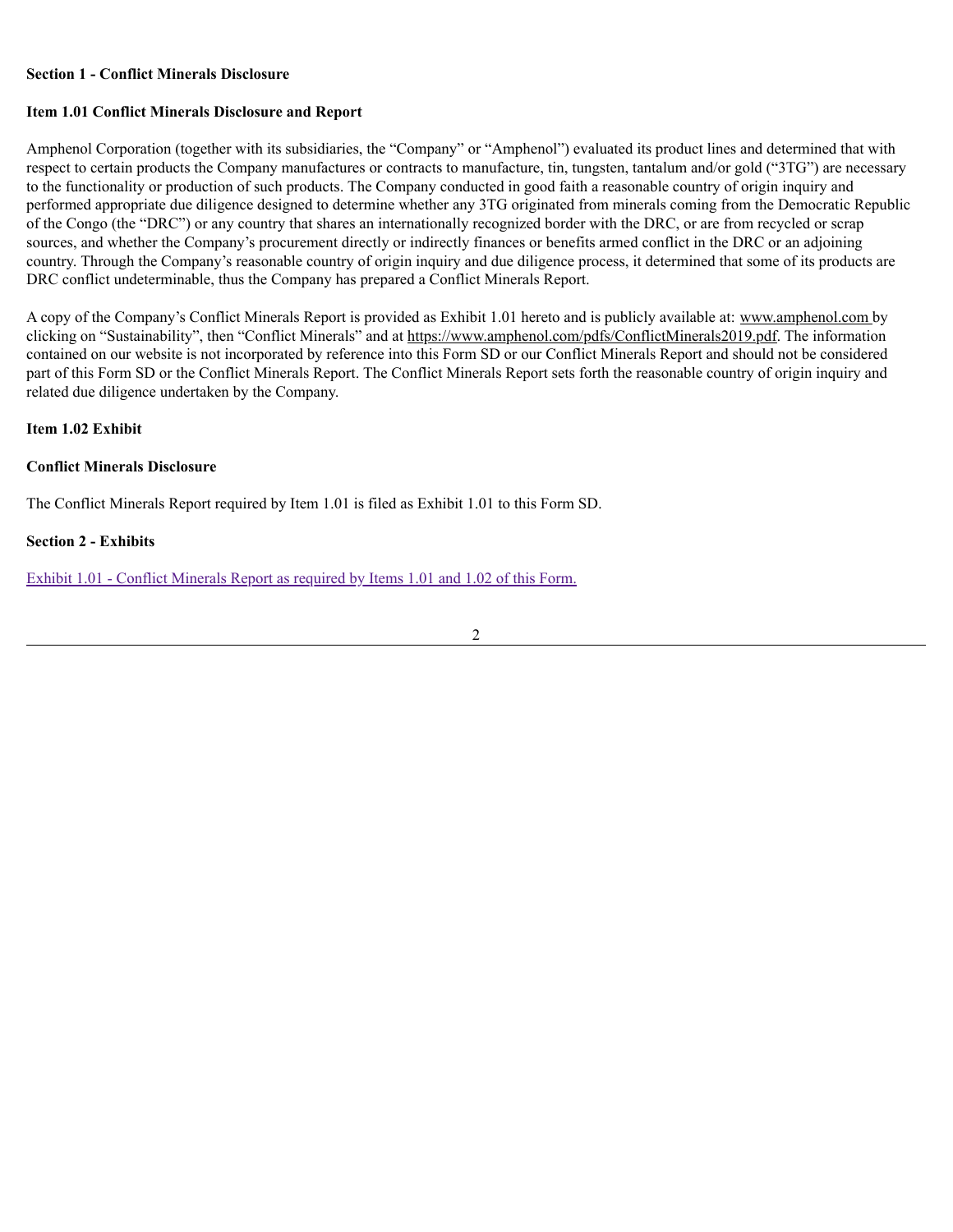**Section 1 - Conflict Minerals Disclosure**

**Item 1.01 Conflict Minerals Disclosure and Report**

Amphenol Corporation (together with its subsidiaries, the "Company" or "Amphenol") evaluated its product lines and determined that with respect to certain products the Company manufactures or contracts to manufacture, tin, tungsten, tantalum and/or gold ("3TG") are necessary to the functionality or production of such products. The Company conducted in good faith a reasonable country of origin inquiry and performed appropriate due diligence designed to determine whether any 3TG originated from minerals coming from the Democratic Republic of the Congo (the "DRC") or any country that shares an internationally recognized border with the DRC, or are from recycled or scrap sources, and whether the Company's procurement directly or indirectly finances or benefits armed conflict in the DRC or an adjoining country. Through the Company's reasonable country of origin inquiry and due diligence process, it determined that some of its products are DRC conflict undeterminable, thus the Company has prepared a Conflict Minerals Report.

A copy of the Company's Conflict Minerals Report is provided as Exhibit 1.01 hereto and is publicly available at: www.amphenol.com by clicking on "Sustainability", then "Conflict Minerals" and at https://www.amphenol.com/pdfs/ConflictMinerals2019.pdf. The information contained on our website is not incorporated by reference into this Form SD or our Conflict Minerals Report and should not be considered part of this Form SD or the Conflict Minerals Report. The Conflict Minerals Report sets forth the reasonable country of origin inquiry and related due diligence undertaken by the Company.

**Item 1.02 Exhibit**

**Conflict Minerals Disclosure**

The Conflict Minerals Report required by Item 1.01 is filed as Exhibit 1.01 to this Form SD.

**Section 2 - Exhibits**

Exhibit 1.01 - Conflict Minerals Report as required by Items 1.01 and 1.02 of this Form.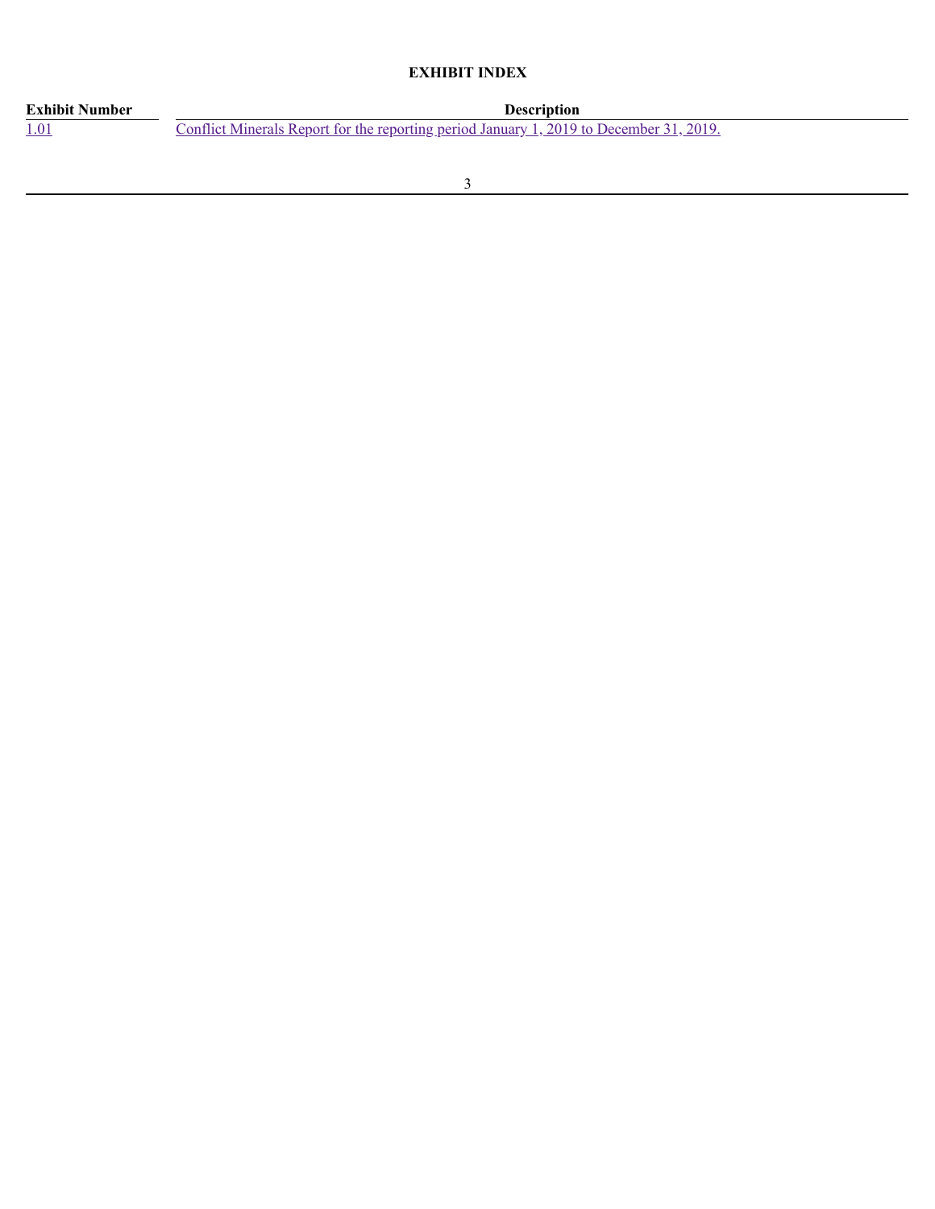## EXHIBIT INDEX

| Exhibit Number | Description |
| --- | --- |
| 1.01 | Conflict Minerals Report for the reporting period January 1, 2019 to December 31, 2019. |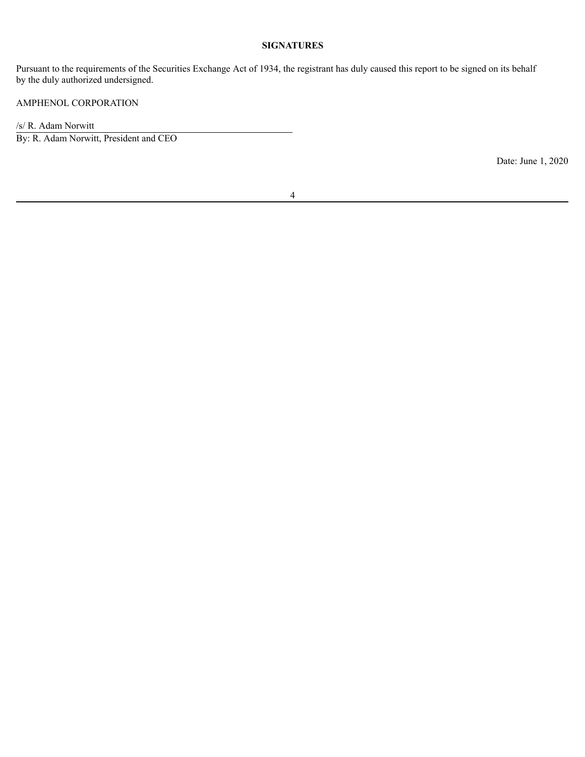## SIGNATURES

Pursuant to the requirements of the Securities Exchange Act of 1934, the registrant has duly caused this report to be signed on its behalf by the duly authorized undersigned.

AMPHENOL CORPORATION

/s/ R. Adam Norwitt

By: R. Adam Norwitt, President and CEO

Date: June 1, 2020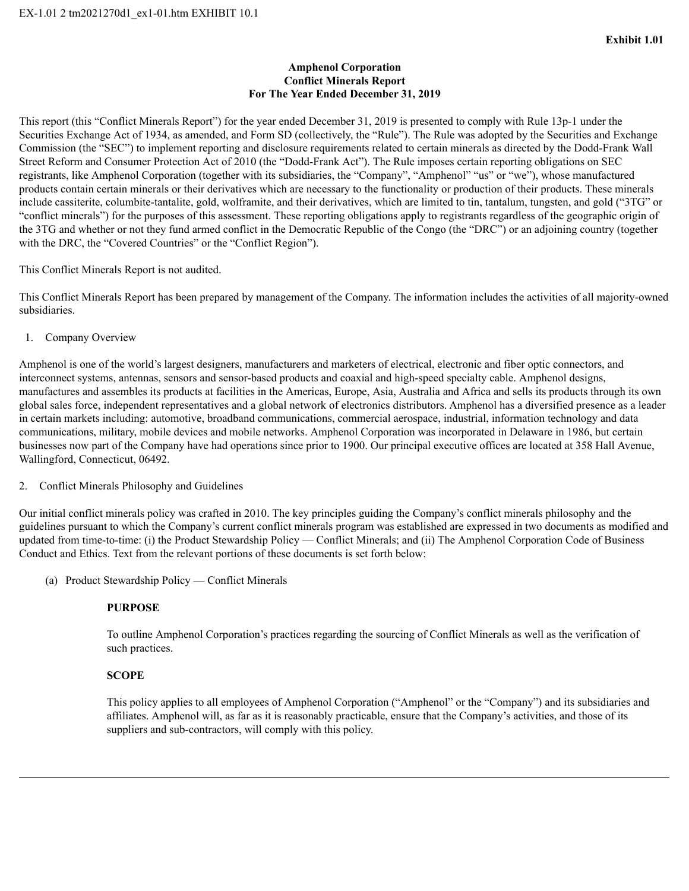EX-1.01 2 tm2021270d1_ex1-01.htm EXHIBIT 10.1

**Exhibit 1.01**

**Amphenol Corporation**
**Conflict Minerals Report**
**For The Year Ended December 31, 2019**

This report (this "Conflict Minerals Report") for the year ended December 31, 2019 is presented to comply with Rule 13p-1 under the Securities Exchange Act of 1934, as amended, and Form SD (collectively, the "Rule"). The Rule was adopted by the Securities and Exchange Commission (the "SEC") to implement reporting and disclosure requirements related to certain minerals as directed by the Dodd-Frank Wall Street Reform and Consumer Protection Act of 2010 (the "Dodd-Frank Act"). The Rule imposes certain reporting obligations on SEC registrants, like Amphenol Corporation (together with its subsidiaries, the "Company", "Amphenol" "us" or "we"), whose manufactured products contain certain minerals or their derivatives which are necessary to the functionality or production of their products. These minerals include cassiterite, columbite-tantalite, gold, wolframite, and their derivatives, which are limited to tin, tantalum, tungsten, and gold ("3TG" or "conflict minerals") for the purposes of this assessment. These reporting obligations apply to registrants regardless of the geographic origin of the 3TG and whether or not they fund armed conflict in the Democratic Republic of the Congo (the "DRC") or an adjoining country (together with the DRC, the "Covered Countries" or the "Conflict Region").

This Conflict Minerals Report is not audited.

This Conflict Minerals Report has been prepared by management of the Company. The information includes the activities of all majority-owned subsidiaries.

1. Company Overview

Amphenol is one of the world's largest designers, manufacturers and marketers of electrical, electronic and fiber optic connectors, and interconnect systems, antennas, sensors and sensor-based products and coaxial and high-speed specialty cable. Amphenol designs, manufactures and assembles its products at facilities in the Americas, Europe, Asia, Australia and Africa and sells its products through its own global sales force, independent representatives and a global network of electronics distributors. Amphenol has a diversified presence as a leader in certain markets including: automotive, broadband communications, commercial aerospace, industrial, information technology and data communications, military, mobile devices and mobile networks. Amphenol Corporation was incorporated in Delaware in 1986, but certain businesses now part of the Company have had operations since prior to 1900. Our principal executive offices are located at 358 Hall Avenue, Wallingford, Connecticut, 06492.

2. Conflict Minerals Philosophy and Guidelines

Our initial conflict minerals policy was crafted in 2010. The key principles guiding the Company's conflict minerals philosophy and the guidelines pursuant to which the Company's current conflict minerals program was established are expressed in two documents as modified and updated from time-to-time: (i) the Product Stewardship Policy — Conflict Minerals; and (ii) The Amphenol Corporation Code of Business Conduct and Ethics. Text from the relevant portions of these documents is set forth below:

(a) Product Stewardship Policy — Conflict Minerals

**PURPOSE**

To outline Amphenol Corporation's practices regarding the sourcing of Conflict Minerals as well as the verification of such practices.

**SCOPE**

This policy applies to all employees of Amphenol Corporation ("Amphenol" or the "Company") and its subsidiaries and affiliates. Amphenol will, as far as it is reasonably practicable, ensure that the Company's activities, and those of its suppliers and sub-contractors, will comply with this policy.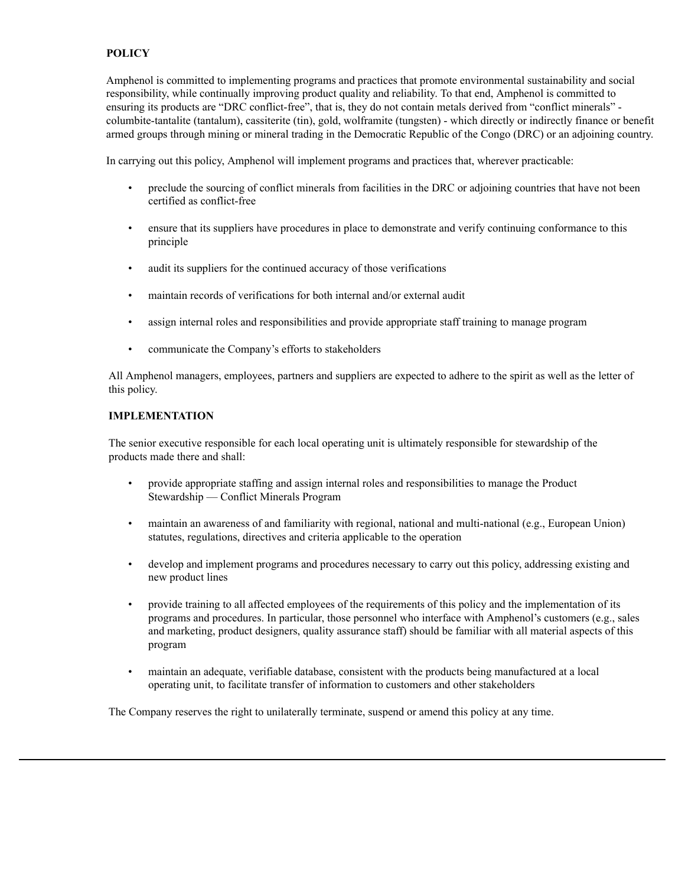**POLICY**

Amphenol is committed to implementing programs and practices that promote environmental sustainability and social responsibility, while continually improving product quality and reliability. To that end, Amphenol is committed to ensuring its products are "DRC conflict-free", that is, they do not contain metals derived from "conflict minerals" - columbite-tantalite (tantalum), cassiterite (tin), gold, wolframite (tungsten) - which directly or indirectly finance or benefit armed groups through mining or mineral trading in the Democratic Republic of the Congo (DRC) or an adjoining country.

In carrying out this policy, Amphenol will implement programs and practices that, wherever practicable:

- preclude the sourcing of conflict minerals from facilities in the DRC or adjoining countries that have not been certified as conflict-free
- ensure that its suppliers have procedures in place to demonstrate and verify continuing conformance to this principle
- audit its suppliers for the continued accuracy of those verifications
- maintain records of verifications for both internal and/or external audit
- assign internal roles and responsibilities and provide appropriate staff training to manage program
- communicate the Company's efforts to stakeholders

All Amphenol managers, employees, partners and suppliers are expected to adhere to the spirit as well as the letter of this policy.

**IMPLEMENTATION**

The senior executive responsible for each local operating unit is ultimately responsible for stewardship of the products made there and shall:

- provide appropriate staffing and assign internal roles and responsibilities to manage the Product Stewardship — Conflict Minerals Program
- maintain an awareness of and familiarity with regional, national and multi-national (e.g., European Union) statutes, regulations, directives and criteria applicable to the operation
- develop and implement programs and procedures necessary to carry out this policy, addressing existing and new product lines
- provide training to all affected employees of the requirements of this policy and the implementation of its programs and procedures. In particular, those personnel who interface with Amphenol's customers (e.g., sales and marketing, product designers, quality assurance staff) should be familiar with all material aspects of this program
- maintain an adequate, verifiable database, consistent with the products being manufactured at a local operating unit, to facilitate transfer of information to customers and other stakeholders

The Company reserves the right to unilaterally terminate, suspend or amend this policy at any time.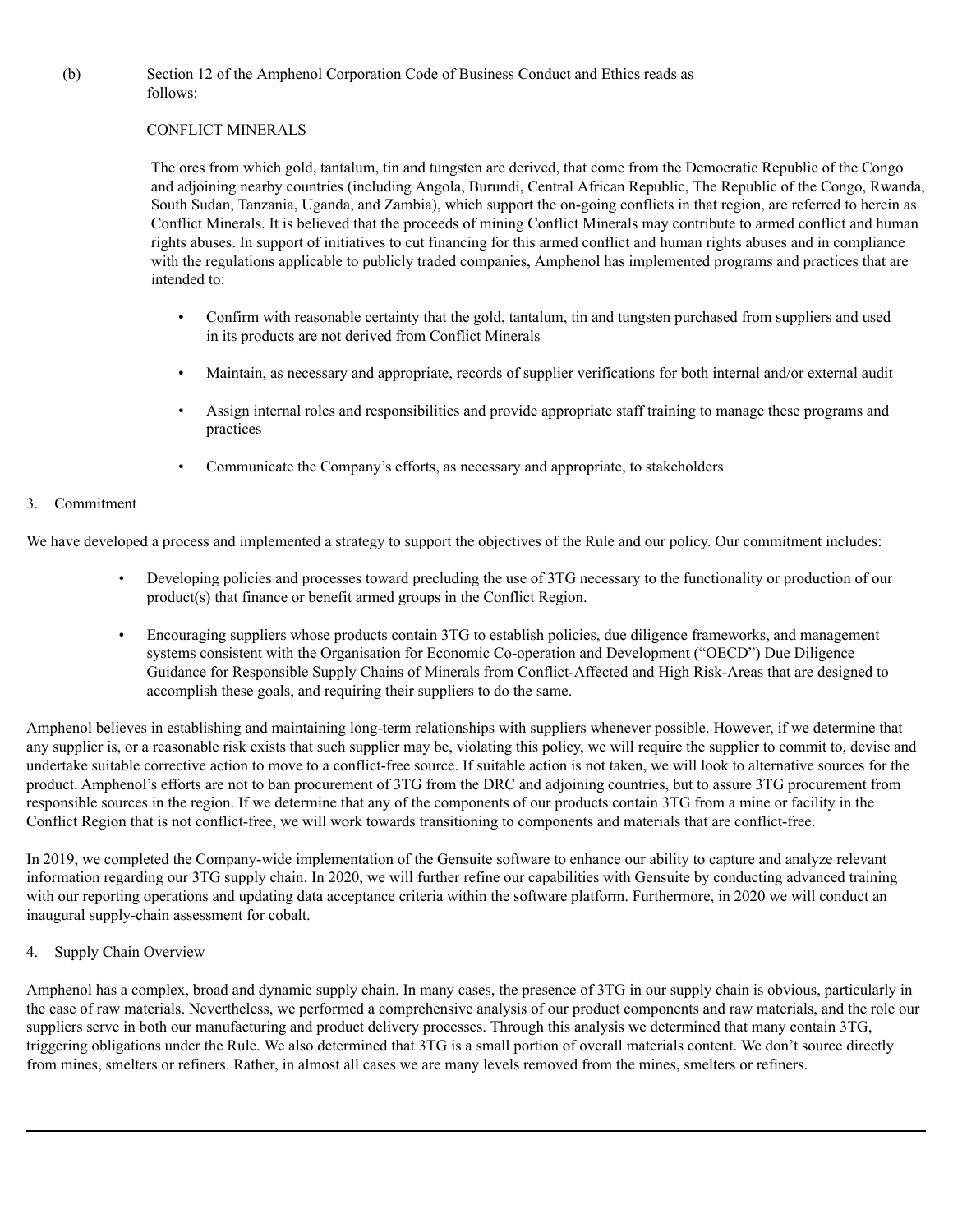(b) Section 12 of the Amphenol Corporation Code of Business Conduct and Ethics reads as follows:

CONFLICT MINERALS

The ores from which gold, tantalum, tin and tungsten are derived, that come from the Democratic Republic of the Congo and adjoining nearby countries (including Angola, Burundi, Central African Republic, The Republic of the Congo, Rwanda, South Sudan, Tanzania, Uganda, and Zambia), which support the on-going conflicts in that region, are referred to herein as Conflict Minerals. It is believed that the proceeds of mining Conflict Minerals may contribute to armed conflict and human rights abuses. In support of initiatives to cut financing for this armed conflict and human rights abuses and in compliance with the regulations applicable to publicly traded companies, Amphenol has implemented programs and practices that are intended to:

- Confirm with reasonable certainty that the gold, tantalum, tin and tungsten purchased from suppliers and used in its products are not derived from Conflict Minerals
- Maintain, as necessary and appropriate, records of supplier verifications for both internal and/or external audit
- Assign internal roles and responsibilities and provide appropriate staff training to manage these programs and practices
- Communicate the Company's efforts, as necessary and appropriate, to stakeholders

## 3. Commitment

We have developed a process and implemented a strategy to support the objectives of the Rule and our policy. Our commitment includes:

- Developing policies and processes toward precluding the use of 3TG necessary to the functionality or production of our product(s) that finance or benefit armed groups in the Conflict Region.
- Encouraging suppliers whose products contain 3TG to establish policies, due diligence frameworks, and management systems consistent with the Organisation for Economic Co-operation and Development ("OECD") Due Diligence Guidance for Responsible Supply Chains of Minerals from Conflict-Affected and High Risk-Areas that are designed to accomplish these goals, and requiring their suppliers to do the same.

Amphenol believes in establishing and maintaining long-term relationships with suppliers whenever possible. However, if we determine that any supplier is, or a reasonable risk exists that such supplier may be, violating this policy, we will require the supplier to commit to, devise and undertake suitable corrective action to move to a conflict-free source. If suitable action is not taken, we will look to alternative sources for the product. Amphenol's efforts are not to ban procurement of 3TG from the DRC and adjoining countries, but to assure 3TG procurement from responsible sources in the region. If we determine that any of the components of our products contain 3TG from a mine or facility in the Conflict Region that is not conflict-free, we will work towards transitioning to components and materials that are conflict-free.

In 2019, we completed the Company-wide implementation of the Gensuite software to enhance our ability to capture and analyze relevant information regarding our 3TG supply chain. In 2020, we will further refine our capabilities with Gensuite by conducting advanced training with our reporting operations and updating data acceptance criteria within the software platform. Furthermore, in 2020 we will conduct an inaugural supply-chain assessment for cobalt.

## 4. Supply Chain Overview

Amphenol has a complex, broad and dynamic supply chain. In many cases, the presence of 3TG in our supply chain is obvious, particularly in the case of raw materials. Nevertheless, we performed a comprehensive analysis of our product components and raw materials, and the role our suppliers serve in both our manufacturing and product delivery processes. Through this analysis we determined that many contain 3TG, triggering obligations under the Rule. We also determined that 3TG is a small portion of overall materials content. We don't source directly from mines, smelters or refiners. Rather, in almost all cases we are many levels removed from the mines, smelters or refiners.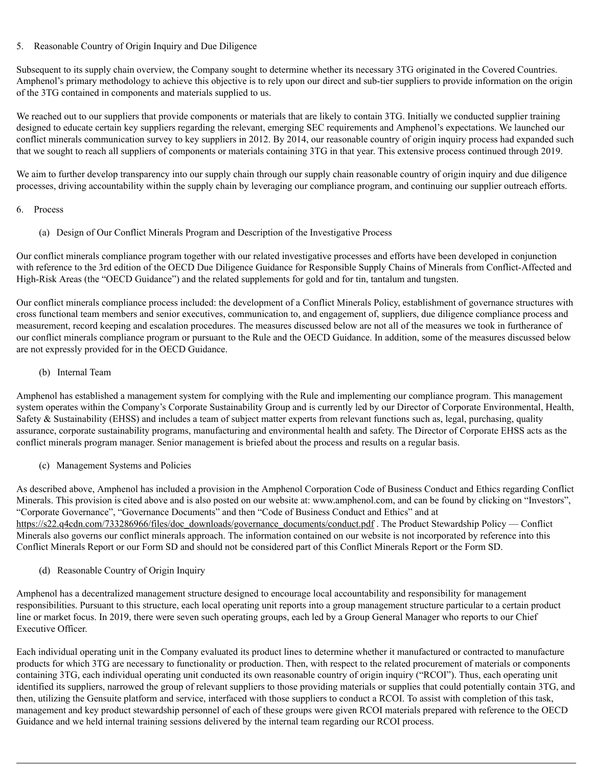## 5. Reasonable Country of Origin Inquiry and Due Diligence

Subsequent to its supply chain overview, the Company sought to determine whether its necessary 3TG originated in the Covered Countries. Amphenol's primary methodology to achieve this objective is to rely upon our direct and sub-tier suppliers to provide information on the origin of the 3TG contained in components and materials supplied to us.

We reached out to our suppliers that provide components or materials that are likely to contain 3TG. Initially we conducted supplier training designed to educate certain key suppliers regarding the relevant, emerging SEC requirements and Amphenol's expectations. We launched our conflict minerals communication survey to key suppliers in 2012. By 2014, our reasonable country of origin inquiry process had expanded such that we sought to reach all suppliers of components or materials containing 3TG in that year. This extensive process continued through 2019.

We aim to further develop transparency into our supply chain through our supply chain reasonable country of origin inquiry and due diligence processes, driving accountability within the supply chain by leveraging our compliance program, and continuing our supplier outreach efforts.

## 6. Process

### (a) Design of Our Conflict Minerals Program and Description of the Investigative Process

Our conflict minerals compliance program together with our related investigative processes and efforts have been developed in conjunction with reference to the 3rd edition of the OECD Due Diligence Guidance for Responsible Supply Chains of Minerals from Conflict-Affected and High-Risk Areas (the "OECD Guidance") and the related supplements for gold and for tin, tantalum and tungsten.

Our conflict minerals compliance process included: the development of a Conflict Minerals Policy, establishment of governance structures with cross functional team members and senior executives, communication to, and engagement of, suppliers, due diligence compliance process and measurement, record keeping and escalation procedures. The measures discussed below are not all of the measures we took in furtherance of our conflict minerals compliance program or pursuant to the Rule and the OECD Guidance. In addition, some of the measures discussed below are not expressly provided for in the OECD Guidance.

### (b) Internal Team

Amphenol has established a management system for complying with the Rule and implementing our compliance program. This management system operates within the Company's Corporate Sustainability Group and is currently led by our Director of Corporate Environmental, Health, Safety & Sustainability (EHSS) and includes a team of subject matter experts from relevant functions such as, legal, purchasing, quality assurance, corporate sustainability programs, manufacturing and environmental health and safety. The Director of Corporate EHSS acts as the conflict minerals program manager. Senior management is briefed about the process and results on a regular basis.

### (c) Management Systems and Policies

As described above, Amphenol has included a provision in the Amphenol Corporation Code of Business Conduct and Ethics regarding Conflict Minerals. This provision is cited above and is also posted on our website at: www.amphenol.com, and can be found by clicking on "Investors", "Corporate Governance", "Governance Documents" and then "Code of Business Conduct and Ethics" and at https://s22.q4cdn.com/733286966/files/doc_downloads/governance_documents/conduct.pdf . The Product Stewardship Policy — Conflict Minerals also governs our conflict minerals approach. The information contained on our website is not incorporated by reference into this Conflict Minerals Report or our Form SD and should not be considered part of this Conflict Minerals Report or the Form SD.

### (d) Reasonable Country of Origin Inquiry

Amphenol has a decentralized management structure designed to encourage local accountability and responsibility for management responsibilities. Pursuant to this structure, each local operating unit reports into a group management structure particular to a certain product line or market focus. In 2019, there were seven such operating groups, each led by a Group General Manager who reports to our Chief Executive Officer.

Each individual operating unit in the Company evaluated its product lines to determine whether it manufactured or contracted to manufacture products for which 3TG are necessary to functionality or production. Then, with respect to the related procurement of materials or components containing 3TG, each individual operating unit conducted its own reasonable country of origin inquiry ("RCOI"). Thus, each operating unit identified its suppliers, narrowed the group of relevant suppliers to those providing materials or supplies that could potentially contain 3TG, and then, utilizing the Gensuite platform and service, interfaced with those suppliers to conduct a RCOI. To assist with completion of this task, management and key product stewardship personnel of each of these groups were given RCOI materials prepared with reference to the OECD Guidance and we held internal training sessions delivered by the internal team regarding our RCOI process.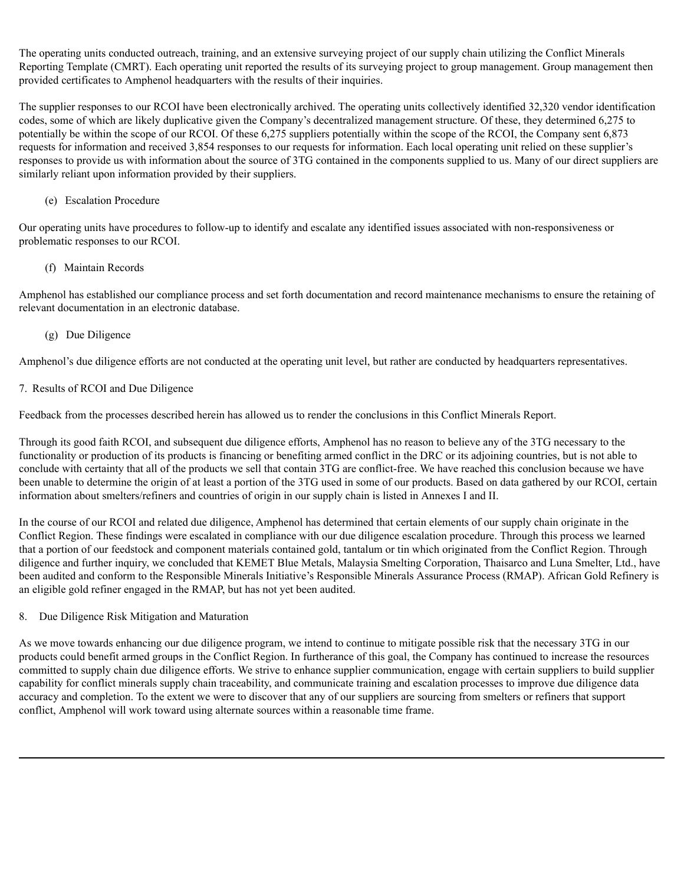The operating units conducted outreach, training, and an extensive surveying project of our supply chain utilizing the Conflict Minerals Reporting Template (CMRT). Each operating unit reported the results of its surveying project to group management. Group management then provided certificates to Amphenol headquarters with the results of their inquiries.

The supplier responses to our RCOI have been electronically archived. The operating units collectively identified 32,320 vendor identification codes, some of which are likely duplicative given the Company's decentralized management structure. Of these, they determined 6,275 to potentially be within the scope of our RCOI. Of these 6,275 suppliers potentially within the scope of the RCOI, the Company sent 6,873 requests for information and received 3,854 responses to our requests for information. Each local operating unit relied on these supplier's responses to provide us with information about the source of 3TG contained in the components supplied to us. Many of our direct suppliers are similarly reliant upon information provided by their suppliers.

(e) Escalation Procedure

Our operating units have procedures to follow-up to identify and escalate any identified issues associated with non-responsiveness or problematic responses to our RCOI.

(f) Maintain Records

Amphenol has established our compliance process and set forth documentation and record maintenance mechanisms to ensure the retaining of relevant documentation in an electronic database.

(g) Due Diligence

Amphenol's due diligence efforts are not conducted at the operating unit level, but rather are conducted by headquarters representatives.

7. Results of RCOI and Due Diligence

Feedback from the processes described herein has allowed us to render the conclusions in this Conflict Minerals Report.

Through its good faith RCOI, and subsequent due diligence efforts, Amphenol has no reason to believe any of the 3TG necessary to the functionality or production of its products is financing or benefiting armed conflict in the DRC or its adjoining countries, but is not able to conclude with certainty that all of the products we sell that contain 3TG are conflict-free. We have reached this conclusion because we have been unable to determine the origin of at least a portion of the 3TG used in some of our products. Based on data gathered by our RCOI, certain information about smelters/refiners and countries of origin in our supply chain is listed in Annexes I and II.

In the course of our RCOI and related due diligence, Amphenol has determined that certain elements of our supply chain originate in the Conflict Region. These findings were escalated in compliance with our due diligence escalation procedure. Through this process we learned that a portion of our feedstock and component materials contained gold, tantalum or tin which originated from the Conflict Region. Through diligence and further inquiry, we concluded that KEMET Blue Metals, Malaysia Smelting Corporation, Thaisarco and Luna Smelter, Ltd., have been audited and conform to the Responsible Minerals Initiative's Responsible Minerals Assurance Process (RMAP). African Gold Refinery is an eligible gold refiner engaged in the RMAP, but has not yet been audited.

8. Due Diligence Risk Mitigation and Maturation

As we move towards enhancing our due diligence program, we intend to continue to mitigate possible risk that the necessary 3TG in our products could benefit armed groups in the Conflict Region. In furtherance of this goal, the Company has continued to increase the resources committed to supply chain due diligence efforts. We strive to enhance supplier communication, engage with certain suppliers to build supplier capability for conflict minerals supply chain traceability, and communicate training and escalation processes to improve due diligence data accuracy and completion. To the extent we were to discover that any of our suppliers are sourcing from smelters or refiners that support conflict, Amphenol will work toward using alternate sources within a reasonable time frame.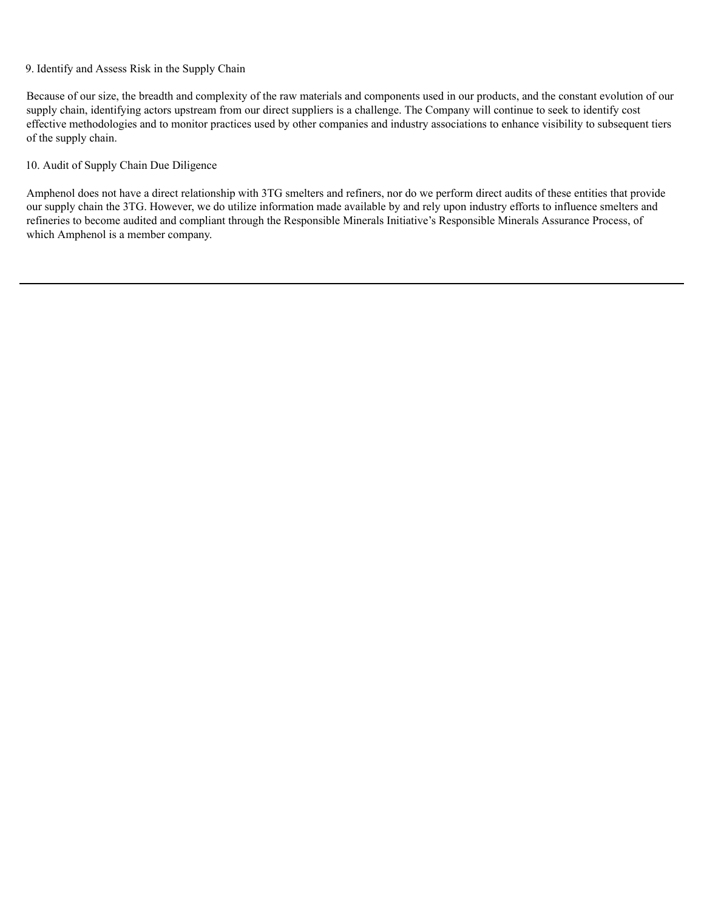9. Identify and Assess Risk in the Supply Chain

Because of our size, the breadth and complexity of the raw materials and components used in our products, and the constant evolution of our supply chain, identifying actors upstream from our direct suppliers is a challenge. The Company will continue to seek to identify cost effective methodologies and to monitor practices used by other companies and industry associations to enhance visibility to subsequent tiers of the supply chain.

10. Audit of Supply Chain Due Diligence

Amphenol does not have a direct relationship with 3TG smelters and refiners, nor do we perform direct audits of these entities that provide our supply chain the 3TG. However, we do utilize information made available by and rely upon industry efforts to influence smelters and refineries to become audited and compliant through the Responsible Minerals Initiative's Responsible Minerals Assurance Process, of which Amphenol is a member company.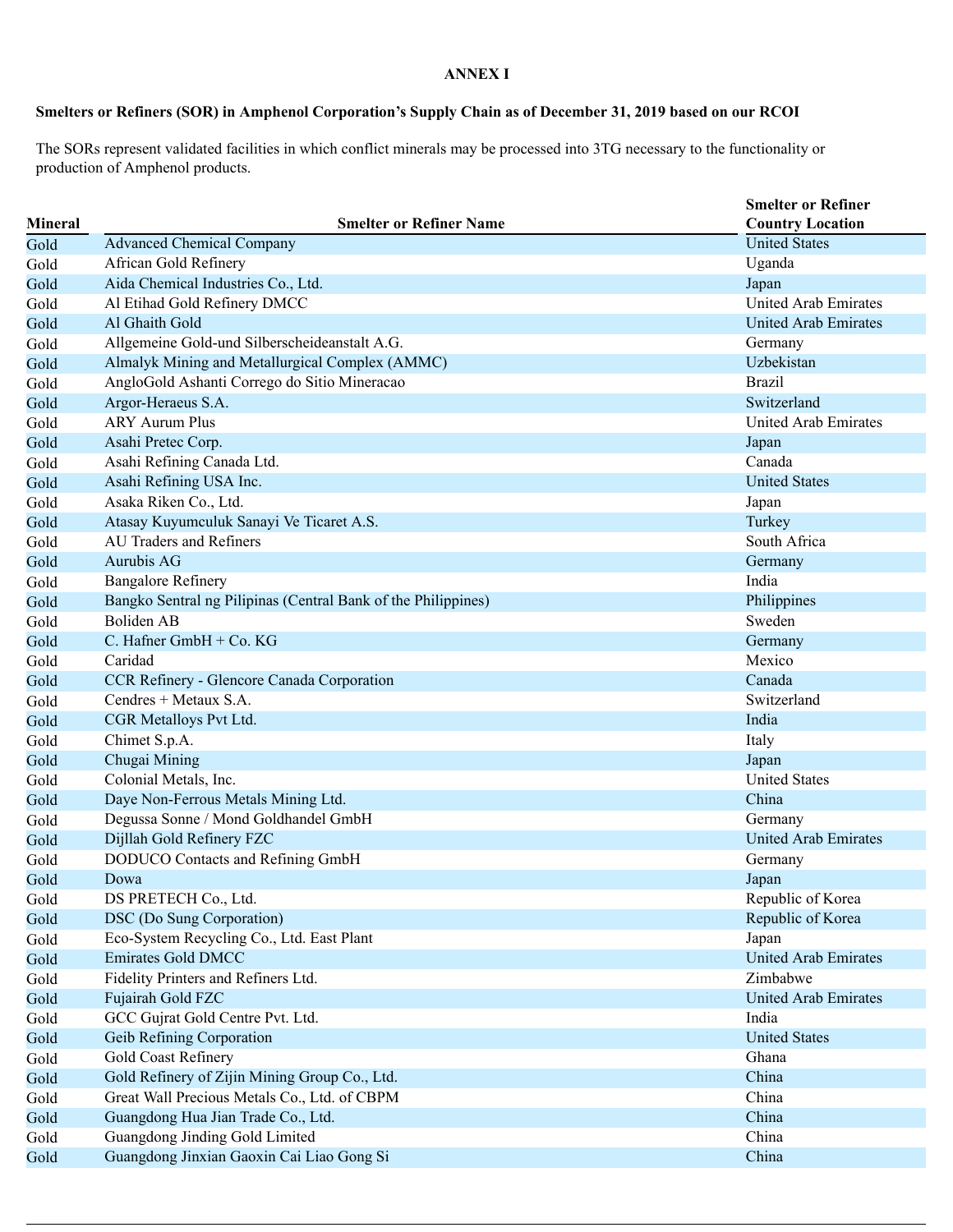**ANNEX I**

**Smelters or Refiners (SOR) in Amphenol Corporation's Supply Chain as of December 31, 2019 based on our RCOI**

The SORs represent validated facilities in which conflict minerals may be processed into 3TG necessary to the functionality or production of Amphenol products.

| Mineral | Smelter or Refiner Name | Smelter or Refiner Country Location |
|---|---|---|
| Gold | Advanced Chemical Company | United States |
| Gold | African Gold Refinery | Uganda |
| Gold | Aida Chemical Industries Co., Ltd. | Japan |
| Gold | Al Etihad Gold Refinery DMCC | United Arab Emirates |
| Gold | Al Ghaith Gold | United Arab Emirates |
| Gold | Allgemeine Gold-und Silberscheideanstalt A.G. | Germany |
| Gold | Almalyk Mining and Metallurgical Complex (AMMC) | Uzbekistan |
| Gold | AngloGold Ashanti Corrego do Sitio Mineracao | Brazil |
| Gold | Argor-Heraeus S.A. | Switzerland |
| Gold | ARY Aurum Plus | United Arab Emirates |
| Gold | Asahi Pretec Corp. | Japan |
| Gold | Asahi Refining Canada Ltd. | Canada |
| Gold | Asahi Refining USA Inc. | United States |
| Gold | Asaka Riken Co., Ltd. | Japan |
| Gold | Atasay Kuyumculuk Sanayi Ve Ticaret A.S. | Turkey |
| Gold | AU Traders and Refiners | South Africa |
| Gold | Aurubis AG | Germany |
| Gold | Bangalore Refinery | India |
| Gold | Bangko Sentral ng Pilipinas (Central Bank of the Philippines) | Philippines |
| Gold | Boliden AB | Sweden |
| Gold | C. Hafner GmbH + Co. KG | Germany |
| Gold | Caridad | Mexico |
| Gold | CCR Refinery - Glencore Canada Corporation | Canada |
| Gold | Cendres + Metaux S.A. | Switzerland |
| Gold | CGR Metalloys Pvt Ltd. | India |
| Gold | Chimet S.p.A. | Italy |
| Gold | Chugai Mining | Japan |
| Gold | Colonial Metals, Inc. | United States |
| Gold | Daye Non-Ferrous Metals Mining Ltd. | China |
| Gold | Degussa Sonne / Mond Goldhandel GmbH | Germany |
| Gold | Dijllah Gold Refinery FZC | United Arab Emirates |
| Gold | DODUCO Contacts and Refining GmbH | Germany |
| Gold | Dowa | Japan |
| Gold | DS PRETECH Co., Ltd. | Republic of Korea |
| Gold | DSC (Do Sung Corporation) | Republic of Korea |
| Gold | Eco-System Recycling Co., Ltd. East Plant | Japan |
| Gold | Emirates Gold DMCC | United Arab Emirates |
| Gold | Fidelity Printers and Refiners Ltd. | Zimbabwe |
| Gold | Fujairah Gold FZC | United Arab Emirates |
| Gold | GCC Gujrat Gold Centre Pvt. Ltd. | India |
| Gold | Geib Refining Corporation | United States |
| Gold | Gold Coast Refinery | Ghana |
| Gold | Gold Refinery of Zijin Mining Group Co., Ltd. | China |
| Gold | Great Wall Precious Metals Co., Ltd. of CBPM | China |
| Gold | Guangdong Hua Jian Trade Co., Ltd. | China |
| Gold | Guangdong Jinding Gold Limited | China |
| Gold | Guangdong Jinxian Gaoxin Cai Liao Gong Si | China |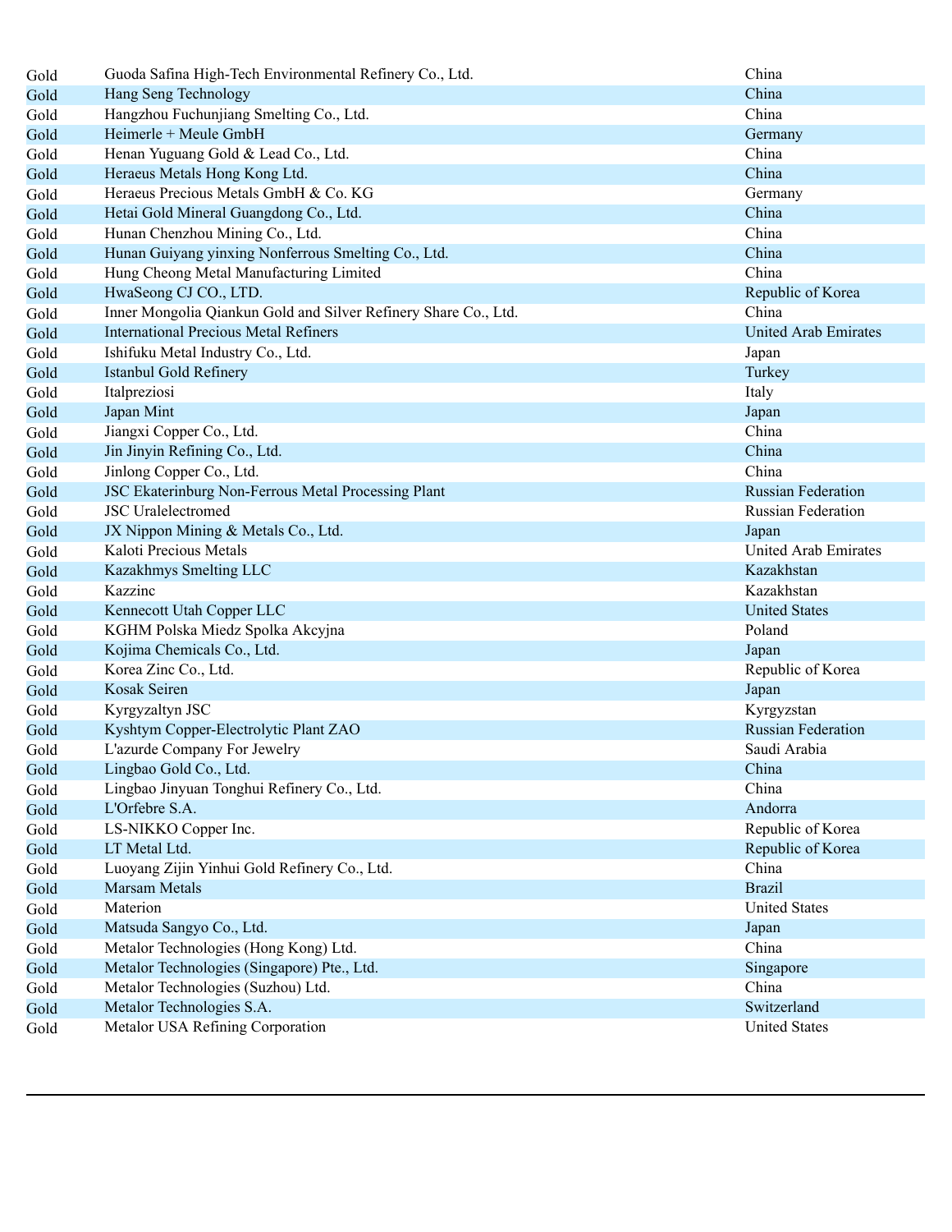| | | |
|---|---|---|
| Gold | Guoda Safina High-Tech Environmental Refinery Co., Ltd. | China |
| Gold | Hang Seng Technology | China |
| Gold | Hangzhou Fuchunjiang Smelting Co., Ltd. | China |
| Gold | Heimerle + Meule GmbH | Germany |
| Gold | Henan Yuguang Gold & Lead Co., Ltd. | China |
| Gold | Heraeus Metals Hong Kong Ltd. | China |
| Gold | Heraeus Precious Metals GmbH & Co. KG | Germany |
| Gold | Hetai Gold Mineral Guangdong Co., Ltd. | China |
| Gold | Hunan Chenzhou Mining Co., Ltd. | China |
| Gold | Hunan Guiyang yinxing Nonferrous Smelting Co., Ltd. | China |
| Gold | Hung Cheong Metal Manufacturing Limited | China |
| Gold | HwaSeong CJ CO., LTD. | Republic of Korea |
| Gold | Inner Mongolia Qiankun Gold and Silver Refinery Share Co., Ltd. | China |
| Gold | International Precious Metal Refiners | United Arab Emirates |
| Gold | Ishifuku Metal Industry Co., Ltd. | Japan |
| Gold | Istanbul Gold Refinery | Turkey |
| Gold | Italpreziosi | Italy |
| Gold | Japan Mint | Japan |
| Gold | Jiangxi Copper Co., Ltd. | China |
| Gold | Jin Jinyin Refining Co., Ltd. | China |
| Gold | Jinlong Copper Co., Ltd. | China |
| Gold | JSC Ekaterinburg Non-Ferrous Metal Processing Plant | Russian Federation |
| Gold | JSC Uralelectromed | Russian Federation |
| Gold | JX Nippon Mining & Metals Co., Ltd. | Japan |
| Gold | Kaloti Precious Metals | United Arab Emirates |
| Gold | Kazakhmys Smelting LLC | Kazakhstan |
| Gold | Kazzinc | Kazakhstan |
| Gold | Kennecott Utah Copper LLC | United States |
| Gold | KGHM Polska Miedz Spolka Akcyjna | Poland |
| Gold | Kojima Chemicals Co., Ltd. | Japan |
| Gold | Korea Zinc Co., Ltd. | Republic of Korea |
| Gold | Kosak Seiren | Japan |
| Gold | Kyrgyzaltyn JSC | Kyrgyzstan |
| Gold | Kyshtym Copper-Electrolytic Plant ZAO | Russian Federation |
| Gold | L'azurde Company For Jewelry | Saudi Arabia |
| Gold | Lingbao Gold Co., Ltd. | China |
| Gold | Lingbao Jinyuan Tonghui Refinery Co., Ltd. | China |
| Gold | L'Orfebre S.A. | Andorra |
| Gold | LS-NIKKO Copper Inc. | Republic of Korea |
| Gold | LT Metal Ltd. | Republic of Korea |
| Gold | Luoyang Zijin Yinhui Gold Refinery Co., Ltd. | China |
| Gold | Marsam Metals | Brazil |
| Gold | Materion | United States |
| Gold | Matsuda Sangyo Co., Ltd. | Japan |
| Gold | Metalor Technologies (Hong Kong) Ltd. | China |
| Gold | Metalor Technologies (Singapore) Pte., Ltd. | Singapore |
| Gold | Metalor Technologies (Suzhou) Ltd. | China |
| Gold | Metalor Technologies S.A. | Switzerland |
| Gold | Metalor USA Refining Corporation | United States |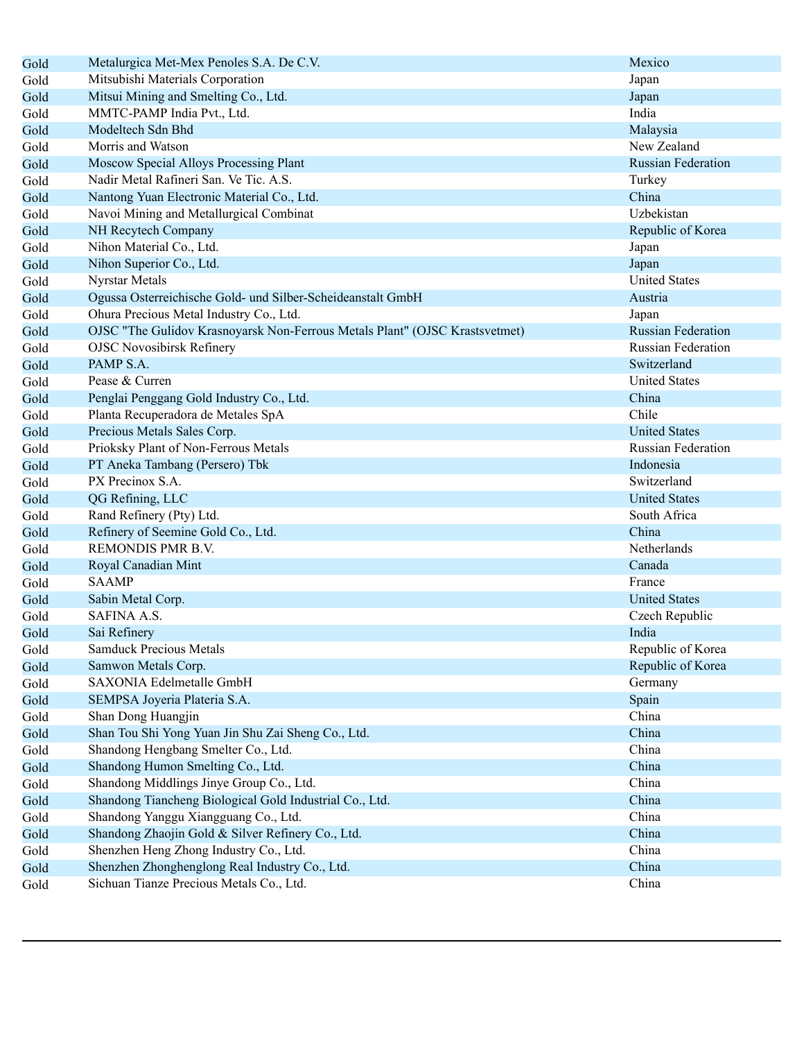| | | |
|---|---|---|
| Gold | Metalurgica Met-Mex Penoles S.A. De C.V. | Mexico |
| Gold | Mitsubishi Materials Corporation | Japan |
| Gold | Mitsui Mining and Smelting Co., Ltd. | Japan |
| Gold | MMTC-PAMP India Pvt., Ltd. | India |
| Gold | Modeltech Sdn Bhd | Malaysia |
| Gold | Morris and Watson | New Zealand |
| Gold | Moscow Special Alloys Processing Plant | Russian Federation |
| Gold | Nadir Metal Rafineri San. Ve Tic. A.S. | Turkey |
| Gold | Nantong Yuan Electronic Material Co., Ltd. | China |
| Gold | Navoi Mining and Metallurgical Combinat | Uzbekistan |
| Gold | NH Recytech Company | Republic of Korea |
| Gold | Nihon Material Co., Ltd. | Japan |
| Gold | Nihon Superior Co., Ltd. | Japan |
| Gold | Nyrstar Metals | United States |
| Gold | Ogussa Osterreichische Gold- und Silber-Scheideanstalt GmbH | Austria |
| Gold | Ohura Precious Metal Industry Co., Ltd. | Japan |
| Gold | OJSC "The Gulidov Krasnoyarsk Non-Ferrous Metals Plant" (OJSC Krastsvetmet) | Russian Federation |
| Gold | OJSC Novosibirsk Refinery | Russian Federation |
| Gold | PAMP S.A. | Switzerland |
| Gold | Pease & Curren | United States |
| Gold | Penglai Penggang Gold Industry Co., Ltd. | China |
| Gold | Planta Recuperadora de Metales SpA | Chile |
| Gold | Precious Metals Sales Corp. | United States |
| Gold | Prioksky Plant of Non-Ferrous Metals | Russian Federation |
| Gold | PT Aneka Tambang (Persero) Tbk | Indonesia |
| Gold | PX Precinox S.A. | Switzerland |
| Gold | QG Refining, LLC | United States |
| Gold | Rand Refinery (Pty) Ltd. | South Africa |
| Gold | Refinery of Seemine Gold Co., Ltd. | China |
| Gold | REMONDIS PMR B.V. | Netherlands |
| Gold | Royal Canadian Mint | Canada |
| Gold | SAAMP | France |
| Gold | Sabin Metal Corp. | United States |
| Gold | SAFINA A.S. | Czech Republic |
| Gold | Sai Refinery | India |
| Gold | Samduck Precious Metals | Republic of Korea |
| Gold | Samwon Metals Corp. | Republic of Korea |
| Gold | SAXONIA Edelmetalle GmbH | Germany |
| Gold | SEMPSA Joyeria Plateria S.A. | Spain |
| Gold | Shan Dong Huangjin | China |
| Gold | Shan Tou Shi Yong Yuan Jin Shu Zai Sheng Co., Ltd. | China |
| Gold | Shandong Hengbang Smelter Co., Ltd. | China |
| Gold | Shandong Humon Smelting Co., Ltd. | China |
| Gold | Shandong Middlings Jinye Group Co., Ltd. | China |
| Gold | Shandong Tiancheng Biological Gold Industrial Co., Ltd. | China |
| Gold | Shandong Yanggu Xiangguang Co., Ltd. | China |
| Gold | Shandong Zhaojin Gold & Silver Refinery Co., Ltd. | China |
| Gold | Shenzhen Heng Zhong Industry Co., Ltd. | China |
| Gold | Shenzhen Zhonghenglong Real Industry Co., Ltd. | China |
| Gold | Sichuan Tianze Precious Metals Co., Ltd. | China |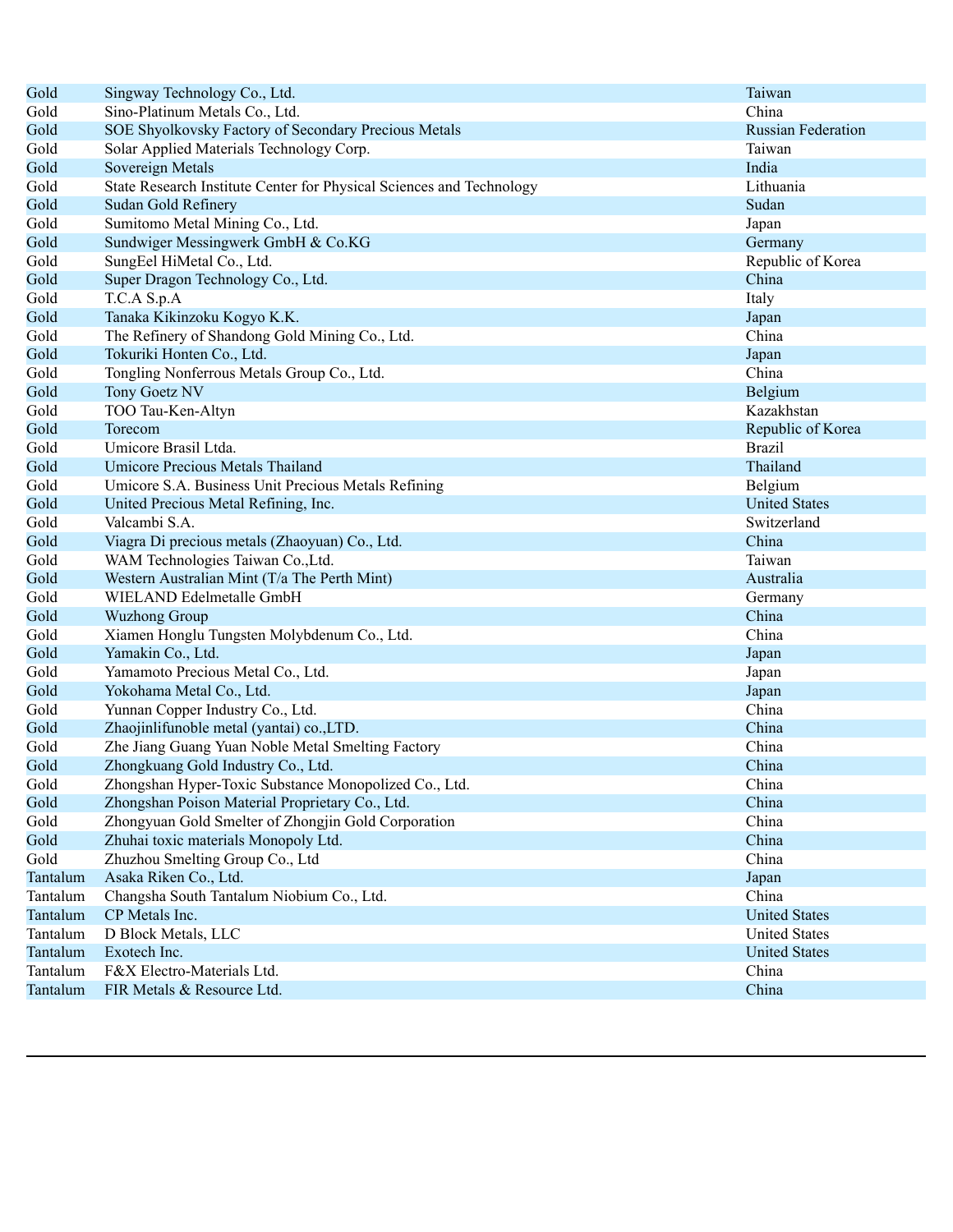| | | |
|---|---|---|
| Gold | Singway Technology Co., Ltd. | Taiwan |
| Gold | Sino-Platinum Metals Co., Ltd. | China |
| Gold | SOE Shyolkovsky Factory of Secondary Precious Metals | Russian Federation |
| Gold | Solar Applied Materials Technology Corp. | Taiwan |
| Gold | Sovereign Metals | India |
| Gold | State Research Institute Center for Physical Sciences and Technology | Lithuania |
| Gold | Sudan Gold Refinery | Sudan |
| Gold | Sumitomo Metal Mining Co., Ltd. | Japan |
| Gold | Sundwiger Messingwerk GmbH & Co.KG | Germany |
| Gold | SungEel HiMetal Co., Ltd. | Republic of Korea |
| Gold | Super Dragon Technology Co., Ltd. | China |
| Gold | T.C.A S.p.A | Italy |
| Gold | Tanaka Kikinzoku Kogyo K.K. | Japan |
| Gold | The Refinery of Shandong Gold Mining Co., Ltd. | China |
| Gold | Tokuriki Honten Co., Ltd. | Japan |
| Gold | Tongling Nonferrous Metals Group Co., Ltd. | China |
| Gold | Tony Goetz NV | Belgium |
| Gold | TOO Tau-Ken-Altyn | Kazakhstan |
| Gold | Torecom | Republic of Korea |
| Gold | Umicore Brasil Ltda. | Brazil |
| Gold | Umicore Precious Metals Thailand | Thailand |
| Gold | Umicore S.A. Business Unit Precious Metals Refining | Belgium |
| Gold | United Precious Metal Refining, Inc. | United States |
| Gold | Valcambi S.A. | Switzerland |
| Gold | Viagra Di precious metals (Zhaoyuan) Co., Ltd. | China |
| Gold | WAM Technologies Taiwan Co.,Ltd. | Taiwan |
| Gold | Western Australian Mint (T/a The Perth Mint) | Australia |
| Gold | WIELAND Edelmetalle GmbH | Germany |
| Gold | Wuzhong Group | China |
| Gold | Xiamen Honglu Tungsten Molybdenum Co., Ltd. | China |
| Gold | Yamakin Co., Ltd. | Japan |
| Gold | Yamamoto Precious Metal Co., Ltd. | Japan |
| Gold | Yokohama Metal Co., Ltd. | Japan |
| Gold | Yunnan Copper Industry Co., Ltd. | China |
| Gold | Zhaojinlifunoble metal (yantai) co.,LTD. | China |
| Gold | Zhe Jiang Guang Yuan Noble Metal Smelting Factory | China |
| Gold | Zhongkuang Gold Industry Co., Ltd. | China |
| Gold | Zhongshan Hyper-Toxic Substance Monopolized Co., Ltd. | China |
| Gold | Zhongshan Poison Material Proprietary Co., Ltd. | China |
| Gold | Zhongyuan Gold Smelter of Zhongjin Gold Corporation | China |
| Gold | Zhuhai toxic materials Monopoly Ltd. | China |
| Gold | Zhuzhou Smelting Group Co., Ltd | China |
| Tantalum | Asaka Riken Co., Ltd. | Japan |
| Tantalum | Changsha South Tantalum Niobium Co., Ltd. | China |
| Tantalum | CP Metals Inc. | United States |
| Tantalum | D Block Metals, LLC | United States |
| Tantalum | Exotech Inc. | United States |
| Tantalum | F&X Electro-Materials Ltd. | China |
| Tantalum | FIR Metals & Resource Ltd. | China |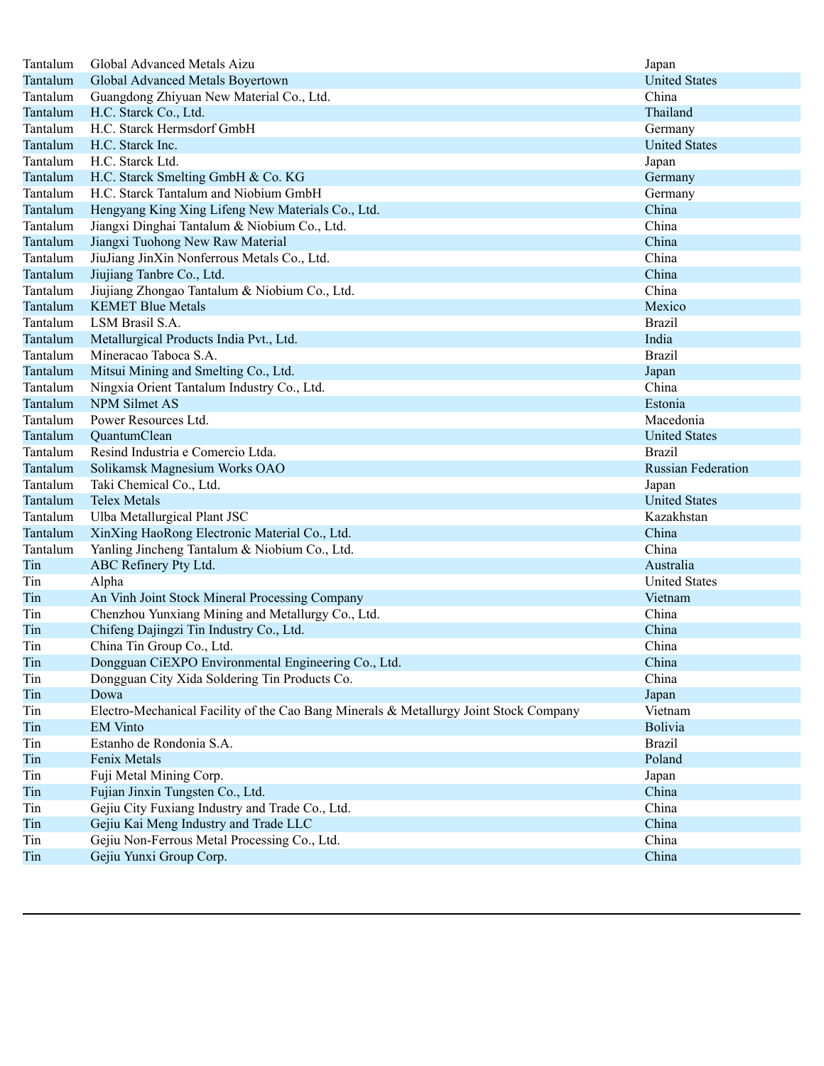| | | |
|---|---|---|
| Tantalum | Global Advanced Metals Aizu | Japan |
| Tantalum | Global Advanced Metals Boyertown | United States |
| Tantalum | Guangdong Zhiyuan New Material Co., Ltd. | China |
| Tantalum | H.C. Starck Co., Ltd. | Thailand |
| Tantalum | H.C. Starck Hermsdorf GmbH | Germany |
| Tantalum | H.C. Starck Inc. | United States |
| Tantalum | H.C. Starck Ltd. | Japan |
| Tantalum | H.C. Starck Smelting GmbH & Co. KG | Germany |
| Tantalum | H.C. Starck Tantalum and Niobium GmbH | Germany |
| Tantalum | Hengyang King Xing Lifeng New Materials Co., Ltd. | China |
| Tantalum | Jiangxi Dinghai Tantalum & Niobium Co., Ltd. | China |
| Tantalum | Jiangxi Tuohong New Raw Material | China |
| Tantalum | JiuJiang JinXin Nonferrous Metals Co., Ltd. | China |
| Tantalum | Jiujiang Tanbre Co., Ltd. | China |
| Tantalum | Jiujiang Zhongao Tantalum & Niobium Co., Ltd. | China |
| Tantalum | KEMET Blue Metals | Mexico |
| Tantalum | LSM Brasil S.A. | Brazil |
| Tantalum | Metallurgical Products India Pvt., Ltd. | India |
| Tantalum | Mineracao Taboca S.A. | Brazil |
| Tantalum | Mitsui Mining and Smelting Co., Ltd. | Japan |
| Tantalum | Ningxia Orient Tantalum Industry Co., Ltd. | China |
| Tantalum | NPM Silmet AS | Estonia |
| Tantalum | Power Resources Ltd. | Macedonia |
| Tantalum | QuantumClean | United States |
| Tantalum | Resind Industria e Comercio Ltda. | Brazil |
| Tantalum | Solikamsk Magnesium Works OAO | Russian Federation |
| Tantalum | Taki Chemical Co., Ltd. | Japan |
| Tantalum | Telex Metals | United States |
| Tantalum | Ulba Metallurgical Plant JSC | Kazakhstan |
| Tantalum | XinXing HaoRong Electronic Material Co., Ltd. | China |
| Tantalum | Yanling Jincheng Tantalum & Niobium Co., Ltd. | China |
| Tin | ABC Refinery Pty Ltd. | Australia |
| Tin | Alpha | United States |
| Tin | An Vinh Joint Stock Mineral Processing Company | Vietnam |
| Tin | Chenzhou Yunxiang Mining and Metallurgy Co., Ltd. | China |
| Tin | Chifeng Dajingzi Tin Industry Co., Ltd. | China |
| Tin | China Tin Group Co., Ltd. | China |
| Tin | Dongguan CiEXPO Environmental Engineering Co., Ltd. | China |
| Tin | Dongguan City Xida Soldering Tin Products Co. | China |
| Tin | Dowa | Japan |
| Tin | Electro-Mechanical Facility of the Cao Bang Minerals & Metallurgy Joint Stock Company | Vietnam |
| Tin | EM Vinto | Bolivia |
| Tin | Estanho de Rondonia S.A. | Brazil |
| Tin | Fenix Metals | Poland |
| Tin | Fuji Metal Mining Corp. | Japan |
| Tin | Fujian Jinxin Tungsten Co., Ltd. | China |
| Tin | Gejiu City Fuxiang Industry and Trade Co., Ltd. | China |
| Tin | Gejiu Kai Meng Industry and Trade LLC | China |
| Tin | Gejiu Non-Ferrous Metal Processing Co., Ltd. | China |
| Tin | Gejiu Yunxi Group Corp. | China |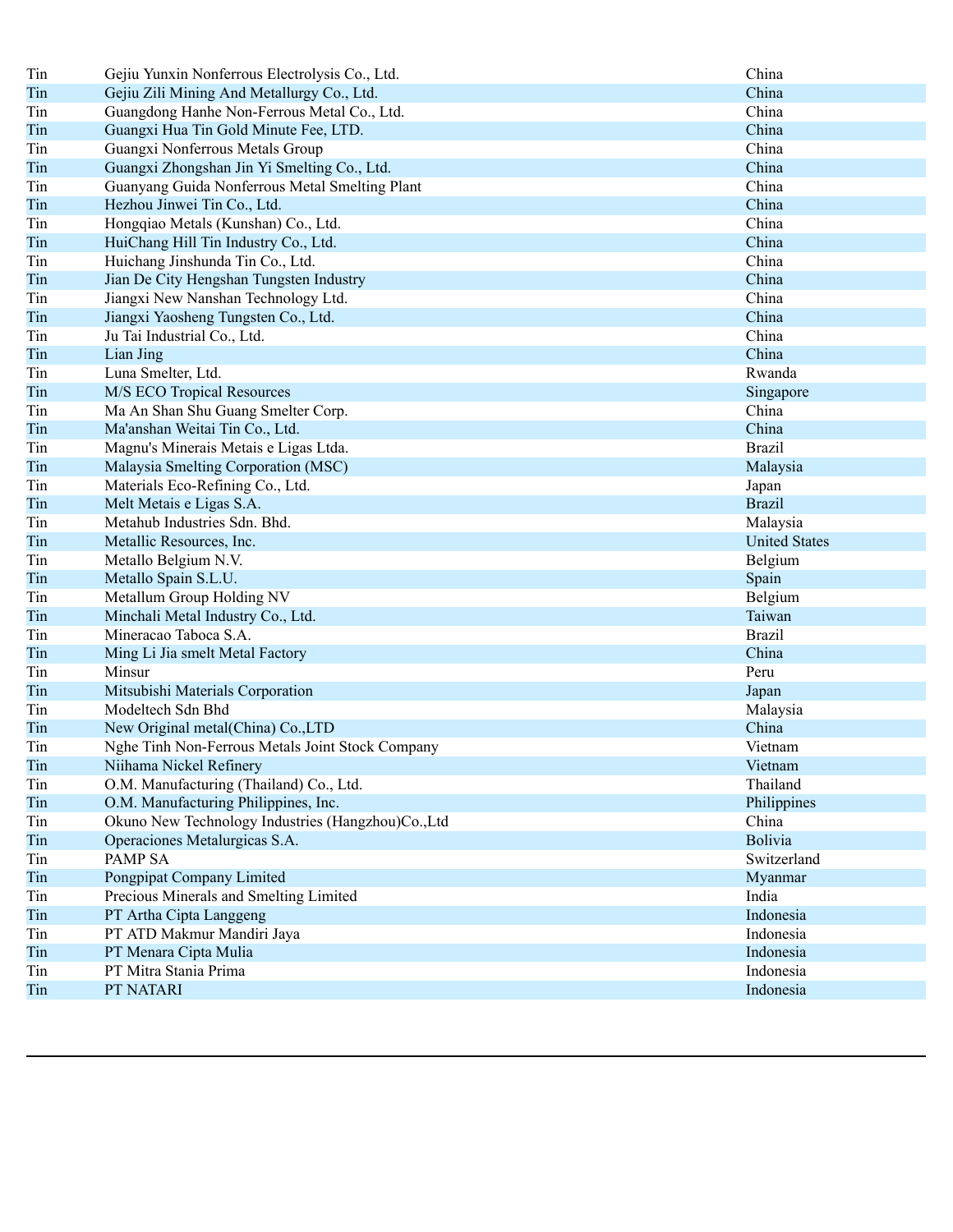| | | |
|---|---|---|
| Tin | Gejiu Yunxin Nonferrous Electrolysis Co., Ltd. | China |
| Tin | Gejiu Zili Mining And Metallurgy Co., Ltd. | China |
| Tin | Guangdong Hanhe Non-Ferrous Metal Co., Ltd. | China |
| Tin | Guangxi Hua Tin Gold Minute Fee, LTD. | China |
| Tin | Guangxi Nonferrous Metals Group | China |
| Tin | Guangxi Zhongshan Jin Yi Smelting Co., Ltd. | China |
| Tin | Guanyang Guida Nonferrous Metal Smelting Plant | China |
| Tin | Hezhou Jinwei Tin Co., Ltd. | China |
| Tin | Hongqiao Metals (Kunshan) Co., Ltd. | China |
| Tin | HuiChang Hill Tin Industry Co., Ltd. | China |
| Tin | Huichang Jinshunda Tin Co., Ltd. | China |
| Tin | Jian De City Hengshan Tungsten Industry | China |
| Tin | Jiangxi New Nanshan Technology Ltd. | China |
| Tin | Jiangxi Yaosheng Tungsten Co., Ltd. | China |
| Tin | Ju Tai Industrial Co., Ltd. | China |
| Tin | Lian Jing | China |
| Tin | Luna Smelter, Ltd. | Rwanda |
| Tin | M/S ECO Tropical Resources | Singapore |
| Tin | Ma An Shan Shu Guang Smelter Corp. | China |
| Tin | Ma'anshan Weitai Tin Co., Ltd. | China |
| Tin | Magnu's Minerais Metais e Ligas Ltda. | Brazil |
| Tin | Malaysia Smelting Corporation (MSC) | Malaysia |
| Tin | Materials Eco-Refining Co., Ltd. | Japan |
| Tin | Melt Metais e Ligas S.A. | Brazil |
| Tin | Metahub Industries Sdn. Bhd. | Malaysia |
| Tin | Metallic Resources, Inc. | United States |
| Tin | Metallo Belgium N.V. | Belgium |
| Tin | Metallo Spain S.L.U. | Spain |
| Tin | Metallum Group Holding NV | Belgium |
| Tin | Minchali Metal Industry Co., Ltd. | Taiwan |
| Tin | Mineracao Taboca S.A. | Brazil |
| Tin | Ming Li Jia smelt Metal Factory | China |
| Tin | Minsur | Peru |
| Tin | Mitsubishi Materials Corporation | Japan |
| Tin | Modeltech Sdn Bhd | Malaysia |
| Tin | New Original metal(China) Co.,LTD | China |
| Tin | Nghe Tinh Non-Ferrous Metals Joint Stock Company | Vietnam |
| Tin | Niihama Nickel Refinery | Vietnam |
| Tin | O.M. Manufacturing (Thailand) Co., Ltd. | Thailand |
| Tin | O.M. Manufacturing Philippines, Inc. | Philippines |
| Tin | Okuno New Technology Industries (Hangzhou)Co.,Ltd | China |
| Tin | Operaciones Metalurgicas S.A. | Bolivia |
| Tin | PAMP SA | Switzerland |
| Tin | Pongpipat Company Limited | Myanmar |
| Tin | Precious Minerals and Smelting Limited | India |
| Tin | PT Artha Cipta Langgeng | Indonesia |
| Tin | PT ATD Makmur Mandiri Jaya | Indonesia |
| Tin | PT Menara Cipta Mulia | Indonesia |
| Tin | PT Mitra Stania Prima | Indonesia |
| Tin | PT NATARI | Indonesia |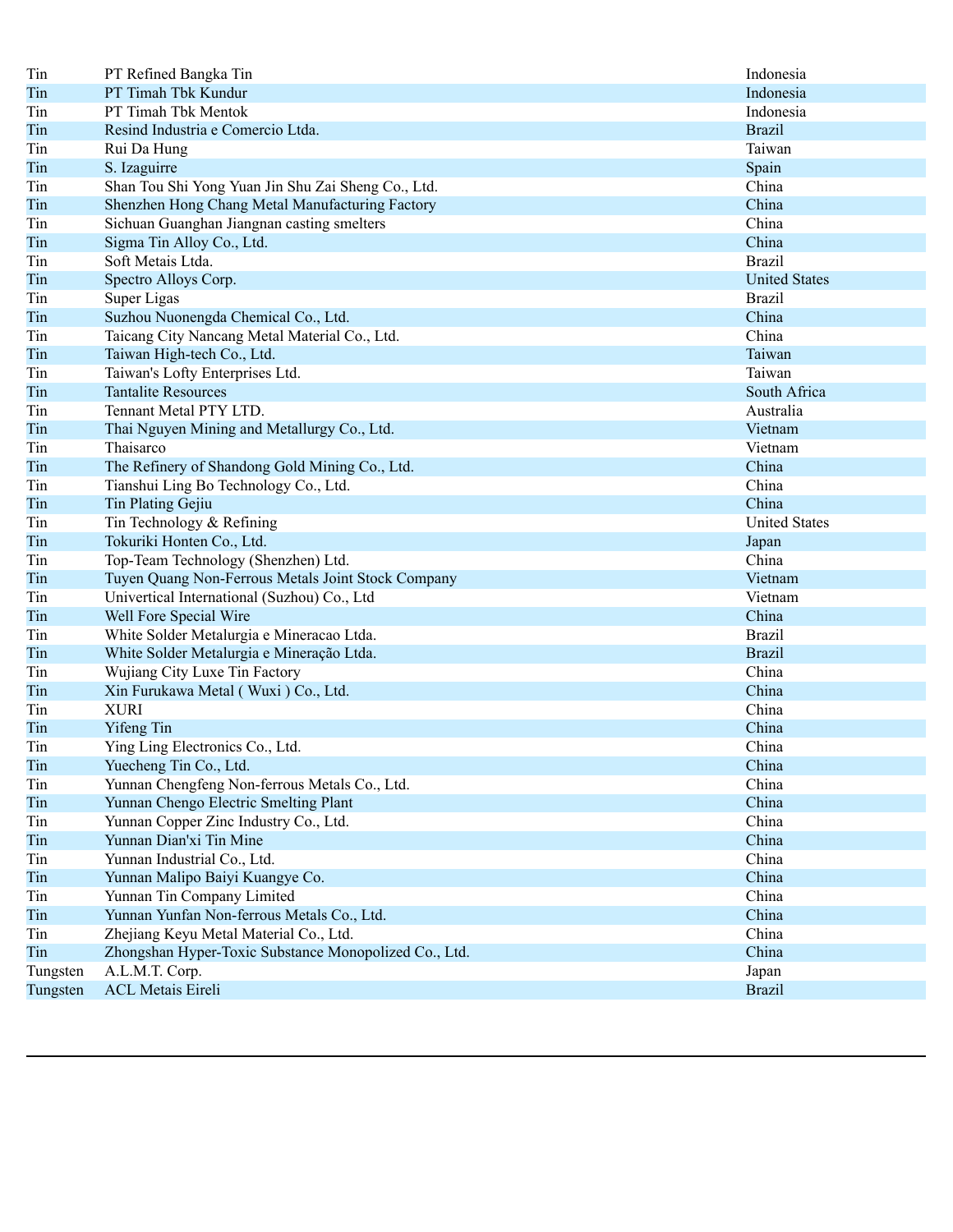| | | |
|---|---|---|
| Tin | PT Refined Bangka Tin | Indonesia |
| Tin | PT Timah Tbk Kundur | Indonesia |
| Tin | PT Timah Tbk Mentok | Indonesia |
| Tin | Resind Industria e Comercio Ltda. | Brazil |
| Tin | Rui Da Hung | Taiwan |
| Tin | S. Izaguirre | Spain |
| Tin | Shan Tou Shi Yong Yuan Jin Shu Zai Sheng Co., Ltd. | China |
| Tin | Shenzhen Hong Chang Metal Manufacturing Factory | China |
| Tin | Sichuan Guanghan Jiangnan casting smelters | China |
| Tin | Sigma Tin Alloy Co., Ltd. | China |
| Tin | Soft Metais Ltda. | Brazil |
| Tin | Spectro Alloys Corp. | United States |
| Tin | Super Ligas | Brazil |
| Tin | Suzhou Nuonengda Chemical Co., Ltd. | China |
| Tin | Taicang City Nancang Metal Material Co., Ltd. | China |
| Tin | Taiwan High-tech Co., Ltd. | Taiwan |
| Tin | Taiwan's Lofty Enterprises Ltd. | Taiwan |
| Tin | Tantalite Resources | South Africa |
| Tin | Tennant Metal PTY LTD. | Australia |
| Tin | Thai Nguyen Mining and Metallurgy Co., Ltd. | Vietnam |
| Tin | Thaisarco | Vietnam |
| Tin | The Refinery of Shandong Gold Mining Co., Ltd. | China |
| Tin | Tianshui Ling Bo Technology Co., Ltd. | China |
| Tin | Tin Plating Gejiu | China |
| Tin | Tin Technology & Refining | United States |
| Tin | Tokuriki Honten Co., Ltd. | Japan |
| Tin | Top-Team Technology (Shenzhen) Ltd. | China |
| Tin | Tuyen Quang Non-Ferrous Metals Joint Stock Company | Vietnam |
| Tin | Univertical International (Suzhou) Co., Ltd | Vietnam |
| Tin | Well Fore Special Wire | China |
| Tin | White Solder Metalurgia e Mineracao Ltda. | Brazil |
| Tin | White Solder Metalurgia e Mineração Ltda. | Brazil |
| Tin | Wujiang City Luxe Tin Factory | China |
| Tin | Xin Furukawa Metal ( Wuxi ) Co., Ltd. | China |
| Tin | XURI | China |
| Tin | Yifeng Tin | China |
| Tin | Ying Ling Electronics Co., Ltd. | China |
| Tin | Yuecheng Tin Co., Ltd. | China |
| Tin | Yunnan Chengfeng Non-ferrous Metals Co., Ltd. | China |
| Tin | Yunnan Chengo Electric Smelting Plant | China |
| Tin | Yunnan Copper Zinc Industry Co., Ltd. | China |
| Tin | Yunnan Dian'xi Tin Mine | China |
| Tin | Yunnan Industrial Co., Ltd. | China |
| Tin | Yunnan Malipo Baiyi Kuangye Co. | China |
| Tin | Yunnan Tin Company Limited | China |
| Tin | Yunnan Yunfan Non-ferrous Metals Co., Ltd. | China |
| Tin | Zhejiang Keyu Metal Material Co., Ltd. | China |
| Tin | Zhongshan Hyper-Toxic Substance Monopolized Co., Ltd. | China |
| Tungsten | A.L.M.T. Corp. | Japan |
| Tungsten | ACL Metais Eireli | Brazil |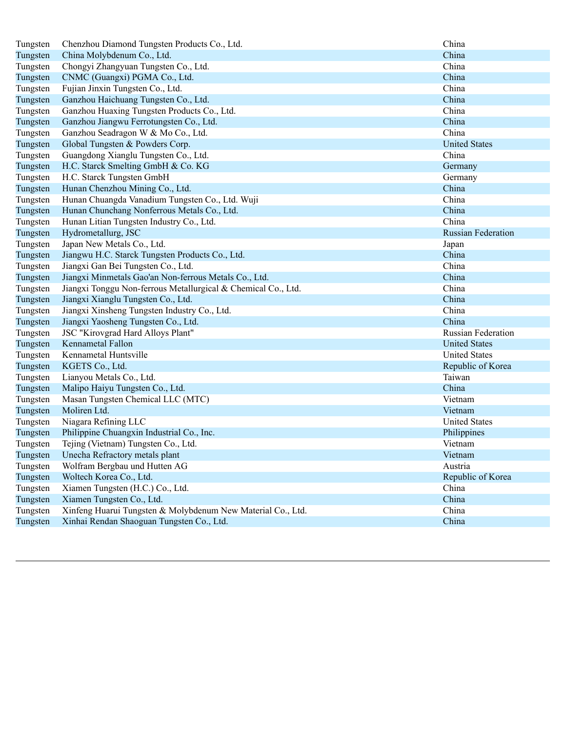| | | |
|---|---|---|
| Tungsten | Chenzhou Diamond Tungsten Products Co., Ltd. | China |
| Tungsten | China Molybdenum Co., Ltd. | China |
| Tungsten | Chongyi Zhangyuan Tungsten Co., Ltd. | China |
| Tungsten | CNMC (Guangxi) PGMA Co., Ltd. | China |
| Tungsten | Fujian Jinxin Tungsten Co., Ltd. | China |
| Tungsten | Ganzhou Haichuang Tungsten Co., Ltd. | China |
| Tungsten | Ganzhou Huaxing Tungsten Products Co., Ltd. | China |
| Tungsten | Ganzhou Jiangwu Ferrotungsten Co., Ltd. | China |
| Tungsten | Ganzhou Seadragon W & Mo Co., Ltd. | China |
| Tungsten | Global Tungsten & Powders Corp. | United States |
| Tungsten | Guangdong Xianglu Tungsten Co., Ltd. | China |
| Tungsten | H.C. Starck Smelting GmbH & Co. KG | Germany |
| Tungsten | H.C. Starck Tungsten GmbH | Germany |
| Tungsten | Hunan Chenzhou Mining Co., Ltd. | China |
| Tungsten | Hunan Chuangda Vanadium Tungsten Co., Ltd. Wuji | China |
| Tungsten | Hunan Chunchang Nonferrous Metals Co., Ltd. | China |
| Tungsten | Hunan Litian Tungsten Industry Co., Ltd. | China |
| Tungsten | Hydrometallurg, JSC | Russian Federation |
| Tungsten | Japan New Metals Co., Ltd. | Japan |
| Tungsten | Jiangwu H.C. Starck Tungsten Products Co., Ltd. | China |
| Tungsten | Jiangxi Gan Bei Tungsten Co., Ltd. | China |
| Tungsten | Jiangxi Minmetals Gao'an Non-ferrous Metals Co., Ltd. | China |
| Tungsten | Jiangxi Tonggu Non-ferrous Metallurgical & Chemical Co., Ltd. | China |
| Tungsten | Jiangxi Xianglu Tungsten Co., Ltd. | China |
| Tungsten | Jiangxi Xinsheng Tungsten Industry Co., Ltd. | China |
| Tungsten | Jiangxi Yaosheng Tungsten Co., Ltd. | China |
| Tungsten | JSC "Kirovgrad Hard Alloys Plant" | Russian Federation |
| Tungsten | Kennametal Fallon | United States |
| Tungsten | Kennametal Huntsville | United States |
| Tungsten | KGETS Co., Ltd. | Republic of Korea |
| Tungsten | Lianyou Metals Co., Ltd. | Taiwan |
| Tungsten | Malipo Haiyu Tungsten Co., Ltd. | China |
| Tungsten | Masan Tungsten Chemical LLC (MTC) | Vietnam |
| Tungsten | Moliren Ltd. | Vietnam |
| Tungsten | Niagara Refining LLC | United States |
| Tungsten | Philippine Chuangxin Industrial Co., Inc. | Philippines |
| Tungsten | Tejing (Vietnam) Tungsten Co., Ltd. | Vietnam |
| Tungsten | Unecha Refractory metals plant | Vietnam |
| Tungsten | Wolfram Bergbau und Hutten AG | Austria |
| Tungsten | Woltech Korea Co., Ltd. | Republic of Korea |
| Tungsten | Xiamen Tungsten (H.C.) Co., Ltd. | China |
| Tungsten | Xiamen Tungsten Co., Ltd. | China |
| Tungsten | Xinfeng Huarui Tungsten & Molybdenum New Material Co., Ltd. | China |
| Tungsten | Xinhai Rendan Shaoguan Tungsten Co., Ltd. | China |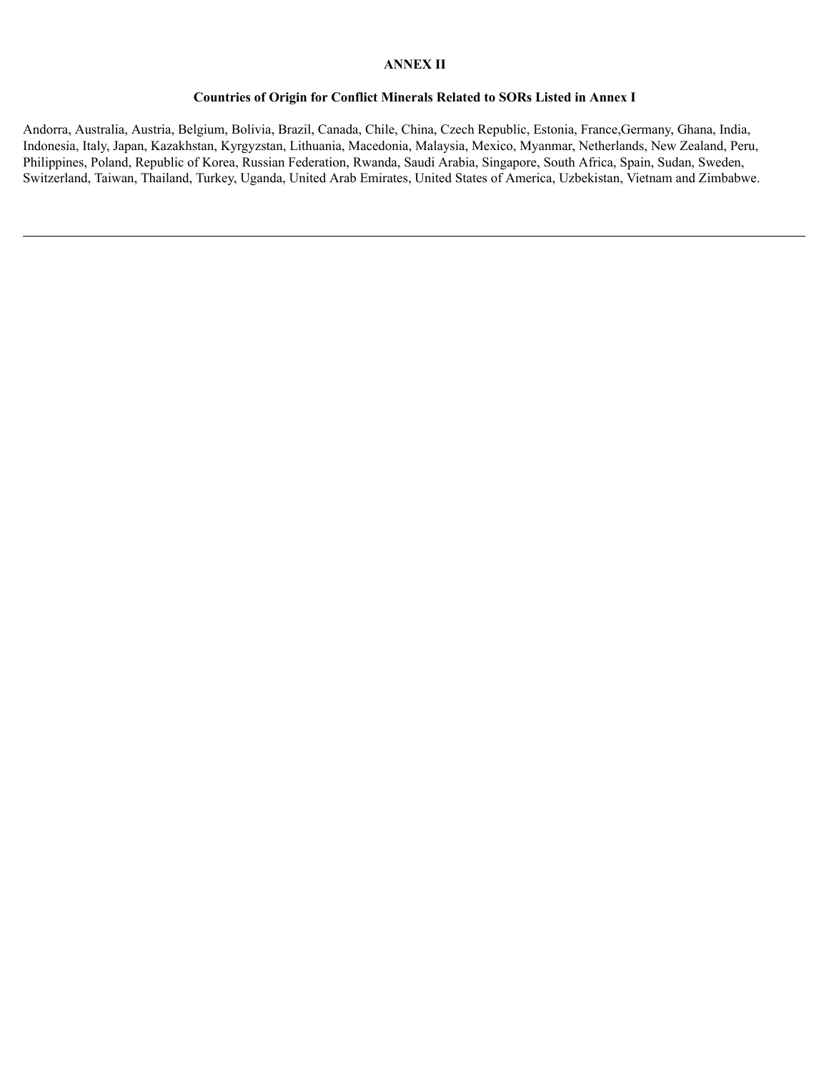# ANNEX II

## Countries of Origin for Conflict Minerals Related to SORs Listed in Annex I

Andorra, Australia, Austria, Belgium, Bolivia, Brazil, Canada, Chile, China, Czech Republic, Estonia, France,Germany, Ghana, India, Indonesia, Italy, Japan, Kazakhstan, Kyrgyzstan, Lithuania, Macedonia, Malaysia, Mexico, Myanmar, Netherlands, New Zealand, Peru, Philippines, Poland, Republic of Korea, Russian Federation, Rwanda, Saudi Arabia, Singapore, South Africa, Spain, Sudan, Sweden, Switzerland, Taiwan, Thailand, Turkey, Uganda, United Arab Emirates, United States of America, Uzbekistan, Vietnam and Zimbabwe.